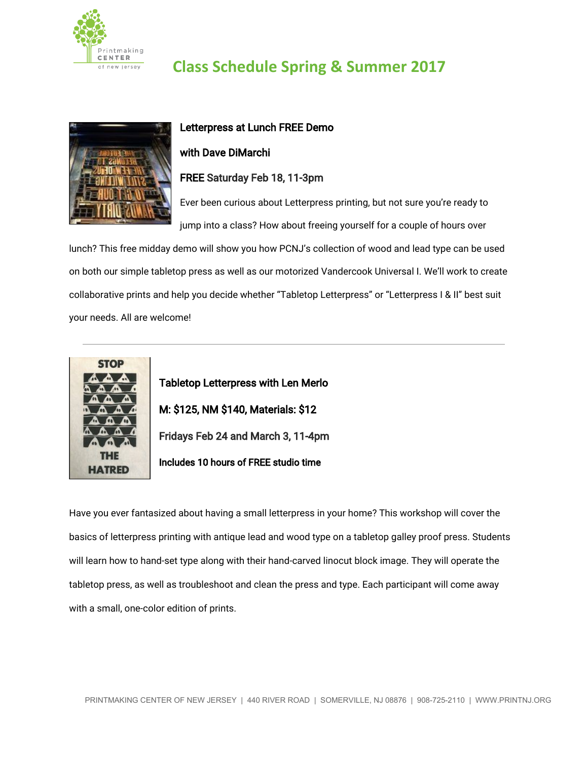# Class Schedule Spring & Summer 2017

**Letterpress at Lunch FREE Demo**

**with Dave DiMarchi**

**FREE Saturday Feb 18, 11-3pm**

Ever been curious about Letterpress printing, but not sure you're ready to jump into a class? How about freeing yourself for a couple of hours over lunch? This free midday demo will show you how PCNJ's collection of wood and lead type can be used on both our simple tabletop press as well as our motorized Vandercook Universal I. We'll work to create collaborative prints and help you decide whether "Tabletop Letterpress" or "Letterpress I & II" best suit your needs. All are welcome!

---

**Tabletop Letterpress with Len Merlo**

**M: $125, NM $140, Materials: $12**

**Fridays Feb 24 and March 3, 11-4pm**

**Includes 10 hours of FREE studio time**

Have you ever fantasized about having a small letterpress in your home? This workshop will cover the basics of letterpress printing with antique lead and wood type on a tabletop galley proof press. Students will learn how to hand-set type along with their hand-carved linocut block image. They will operate the tabletop press, as well as troubleshoot and clean the press and type. Each participant will come away with a small, one-color edition of prints.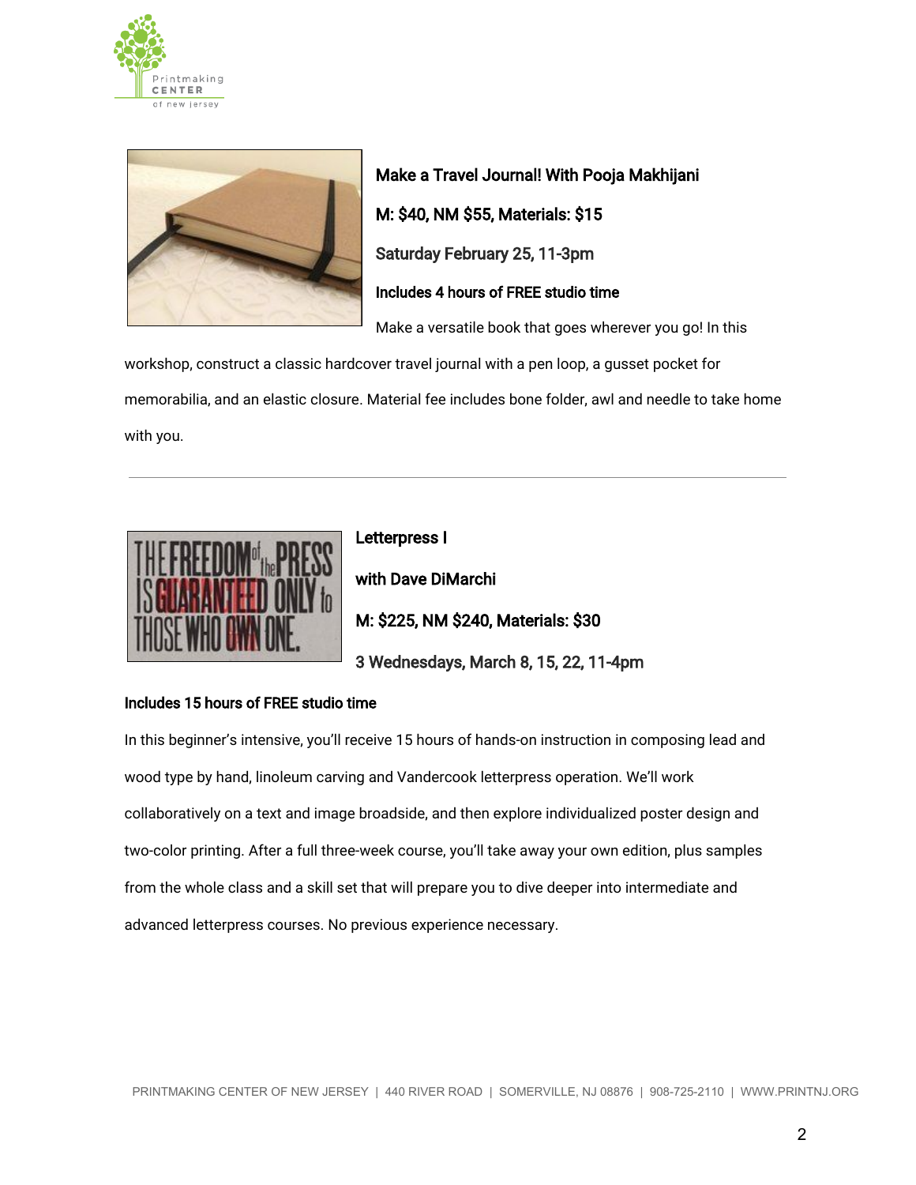**Make a Travel Journal! With Pooja Makhijani**

**M: $40, NM $55, Materials: $15**

**Saturday February 25, 11-3pm**

**Includes 4 hours of FREE studio time**

Make a versatile book that goes wherever you go! In this workshop, construct a classic hardcover travel journal with a pen loop, a gusset pocket for memorabilia, and an elastic closure. Material fee includes bone folder, awl and needle to take home with you.

---

**Letterpress I**

**with Dave DiMarchi**

**M: $225, NM $240, Materials: $30**

**3 Wednesdays, March 8, 15, 22, 11-4pm**

**Includes 15 hours of FREE studio time**

In this beginner's intensive, you'll receive 15 hours of hands-on instruction in composing lead and wood type by hand, linoleum carving and Vandercook letterpress operation. We'll work collaboratively on a text and image broadside, and then explore individualized poster design and two-color printing. After a full three-week course, you'll take away your own edition, plus samples from the whole class and a skill set that will prepare you to dive deeper into intermediate and advanced letterpress courses. No previous experience necessary.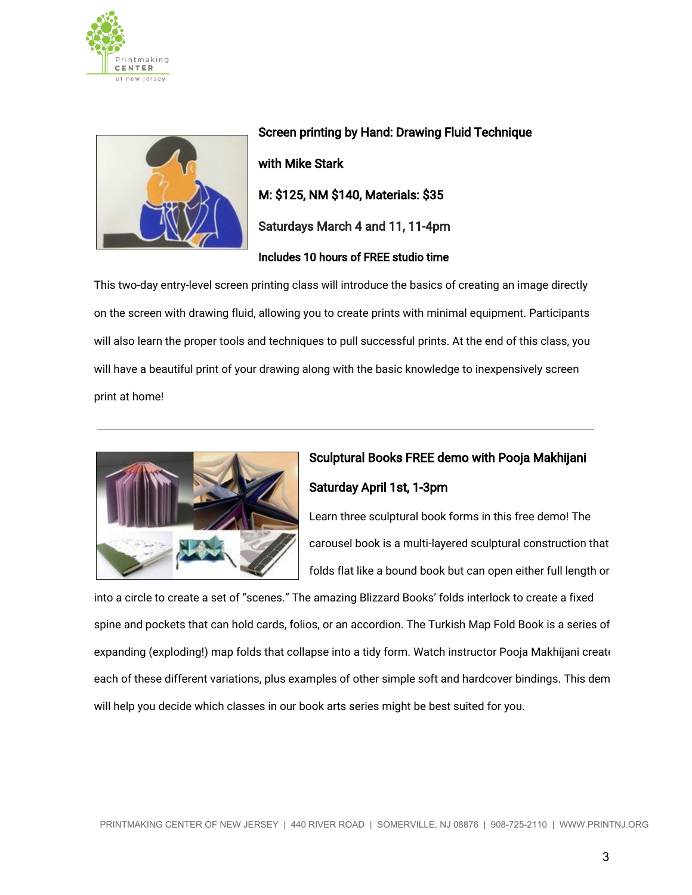### Screen printing by Hand: Drawing Fluid Technique

**with Mike Stark**

**M: $125, NM $140, Materials: $35**

**Saturdays March 4 and 11, 11-4pm**

**Includes 10 hours of FREE studio time**

This two-day entry-level screen printing class will introduce the basics of creating an image directly on the screen with drawing fluid, allowing you to create prints with minimal equipment. Participants will also learn the proper tools and techniques to pull successful prints. At the end of this class, you will have a beautiful print of your drawing along with the basic knowledge to inexpensively screen print at home!

---

### Sculptural Books FREE demo with Pooja Makhijani

**Saturday April 1st, 1-3pm**

Learn three sculptural book forms in this free demo! The carousel book is a multi-layered sculptural construction that folds flat like a bound book but can open either full length or into a circle to create a set of "scenes." The amazing Blizzard Books' folds interlock to create a fixed spine and pockets that can hold cards, folios, or an accordion. The Turkish Map Fold Book is a series of expanding (exploding!) map folds that collapse into a tidy form. Watch instructor Pooja Makhijani create each of these different variations, plus examples of other simple soft and hardcover bindings. This dem will help you decide which classes in our book arts series might be best suited for you.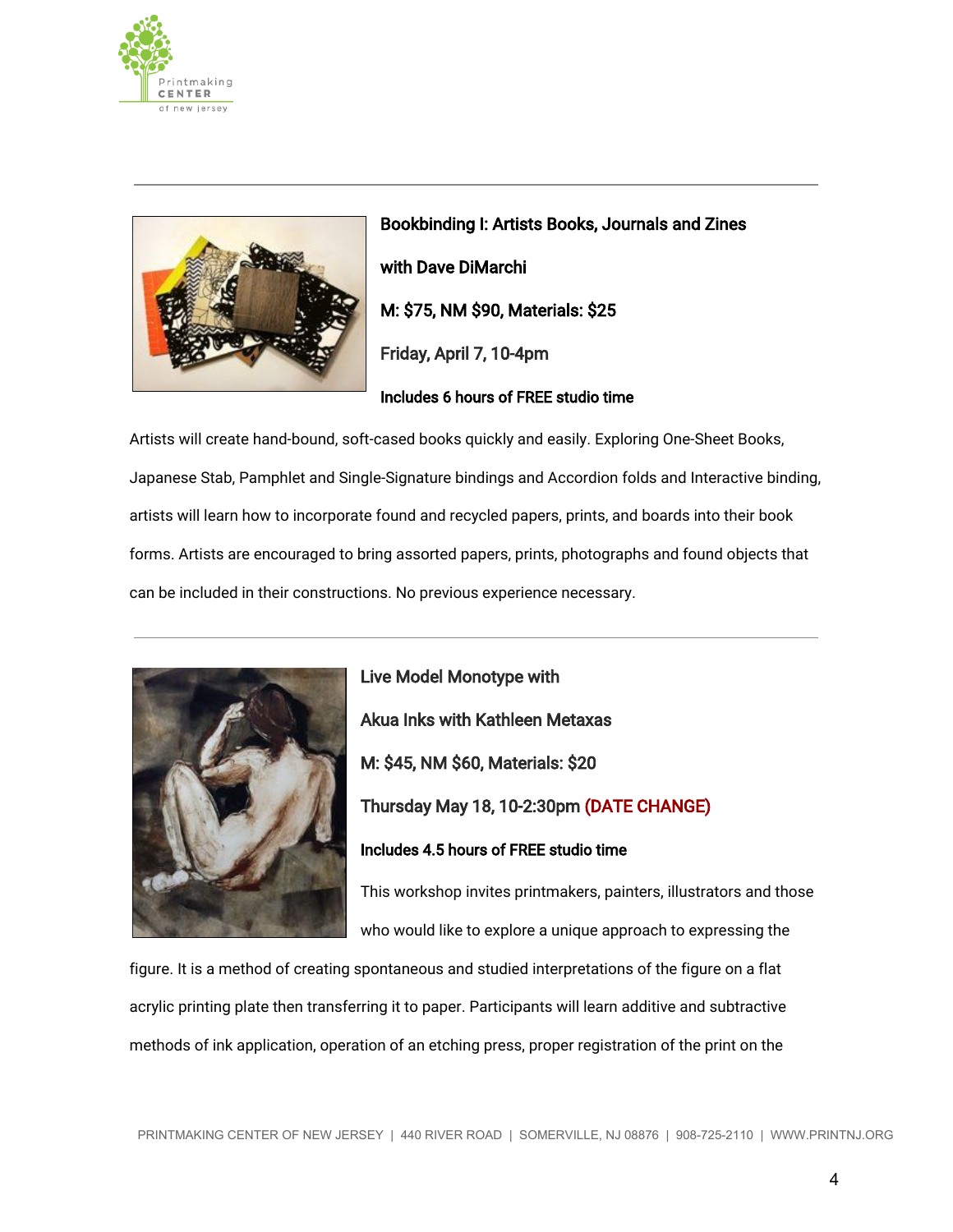---

**Bookbinding I: Artists Books, Journals and Zines**

**with Dave DiMarchi**

**M: $75, NM $90, Materials: $25**

Friday, April 7, 10-4pm

**Includes 6 hours of FREE studio time**

Artists will create hand-bound, soft-cased books quickly and easily. Exploring One-Sheet Books, Japanese Stab, Pamphlet and Single-Signature bindings and Accordion folds and Interactive binding, artists will learn how to incorporate found and recycled papers, prints, and boards into their book forms. Artists are encouraged to bring assorted papers, prints, photographs and found objects that can be included in their constructions. No previous experience necessary.

---

**Live Model Monotype with**

**Akua Inks with Kathleen Metaxas**

**M: $45, NM $60, Materials: $20**

**Thursday May 18, 10-2:30pm (DATE CHANGE)**

**Includes 4.5 hours of FREE studio time**

This workshop invites printmakers, painters, illustrators and those who would like to explore a unique approach to expressing the figure. It is a method of creating spontaneous and studied interpretations of the figure on a flat acrylic printing plate then transferring it to paper. Participants will learn additive and subtractive methods of ink application, operation of an etching press, proper registration of the print on the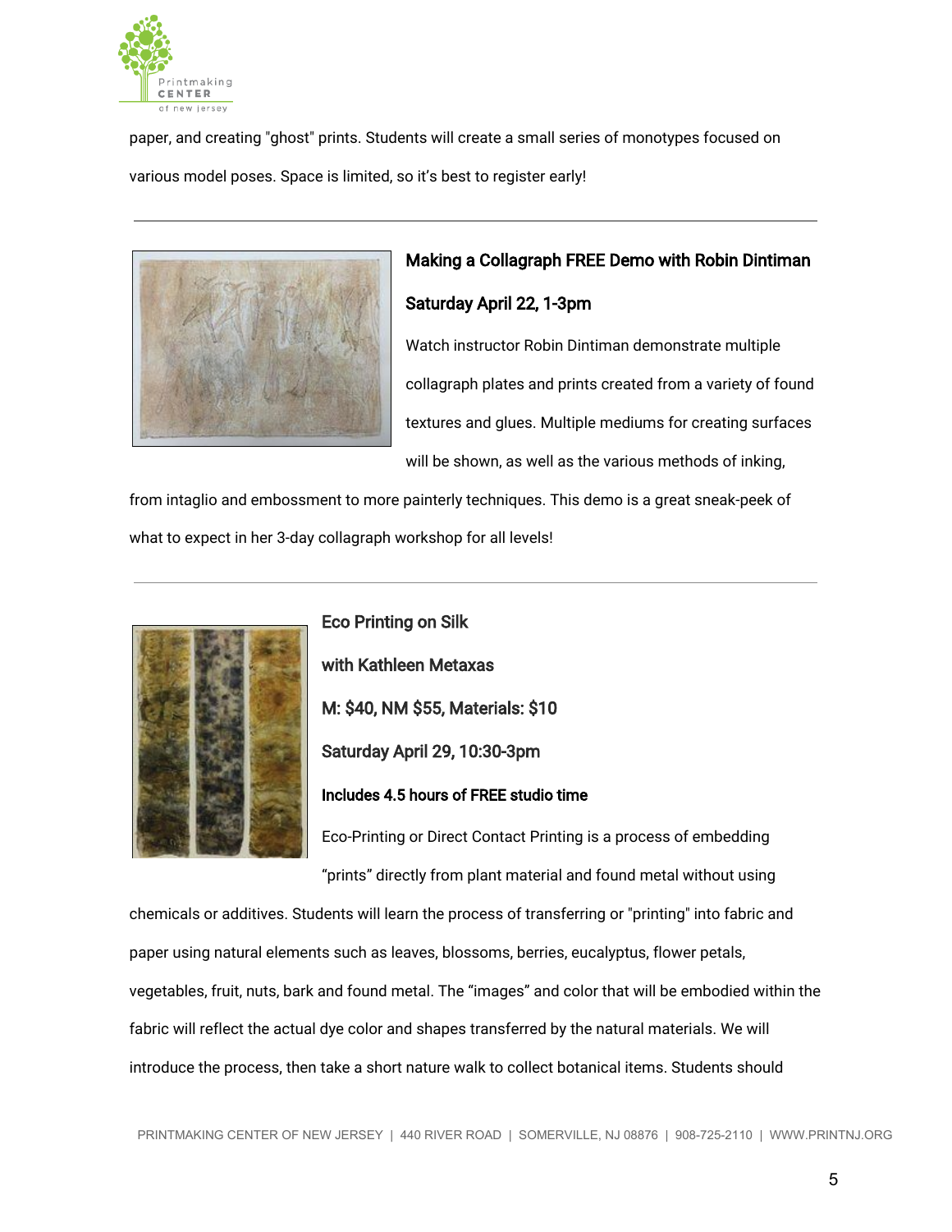paper, and creating "ghost" prints. Students will create a small series of monotypes focused on various model poses. Space is limited, so it's best to register early!

---

**Making a Collagraph FREE Demo with Robin Dintiman**

**Saturday April 22, 1-3pm**

Watch instructor Robin Dintiman demonstrate multiple collagraph plates and prints created from a variety of found textures and glues. Multiple mediums for creating surfaces will be shown, as well as the various methods of inking, from intaglio and embossment to more painterly techniques. This demo is a great sneak-peek of what to expect in her 3-day collagraph workshop for all levels!

---

**Eco Printing on Silk**

**with Kathleen Metaxas**

**M: $40, NM $55, Materials: $10**

**Saturday April 29, 10:30-3pm**

**Includes 4.5 hours of FREE studio time**

Eco-Printing or Direct Contact Printing is a process of embedding "prints" directly from plant material and found metal without using chemicals or additives. Students will learn the process of transferring or "printing" into fabric and paper using natural elements such as leaves, blossoms, berries, eucalyptus, flower petals, vegetables, fruit, nuts, bark and found metal. The "images" and color that will be embodied within the fabric will reflect the actual dye color and shapes transferred by the natural materials. We will introduce the process, then take a short nature walk to collect botanical items. Students should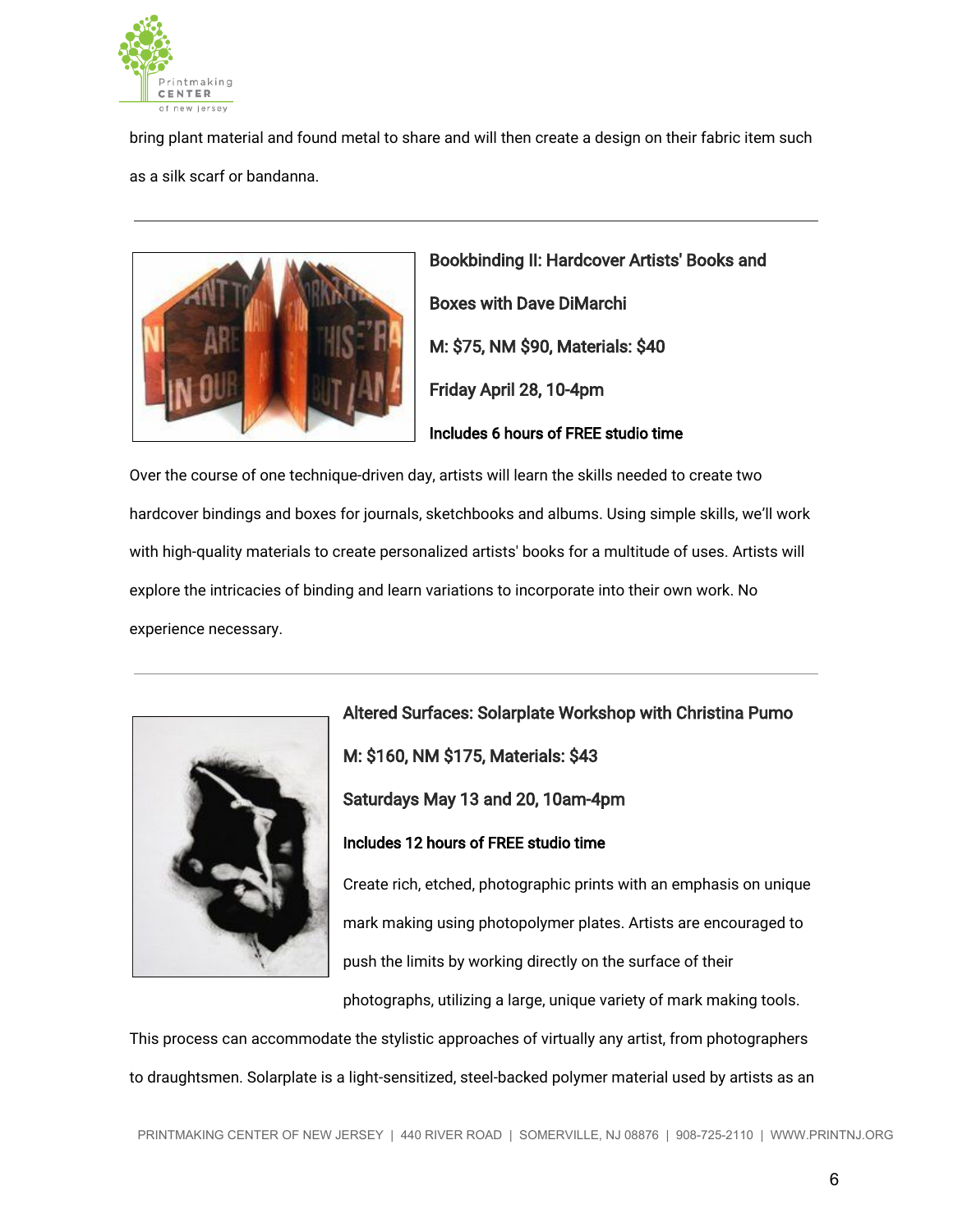bring plant material and found metal to share and will then create a design on their fabric item such as a silk scarf or bandanna.

---

**Bookbinding II: Hardcover Artists' Books and Boxes with Dave DiMarchi**

**M: $75, NM $90, Materials: $40**

**Friday April 28, 10-4pm**

**Includes 6 hours of FREE studio time**

Over the course of one technique-driven day, artists will learn the skills needed to create two hardcover bindings and boxes for journals, sketchbooks and albums. Using simple skills, we'll work with high-quality materials to create personalized artists' books for a multitude of uses. Artists will explore the intricacies of binding and learn variations to incorporate into their own work. No experience necessary.

---

**Altered Surfaces: Solarplate Workshop with Christina Pumo**

**M: $160, NM $175, Materials: $43**

**Saturdays May 13 and 20, 10am-4pm**

**Includes 12 hours of FREE studio time**

Create rich, etched, photographic prints with an emphasis on unique mark making using photopolymer plates. Artists are encouraged to push the limits by working directly on the surface of their photographs, utilizing a large, unique variety of mark making tools. This process can accommodate the stylistic approaches of virtually any artist, from photographers to draughtsmen. Solarplate is a light-sensitized, steel-backed polymer material used by artists as an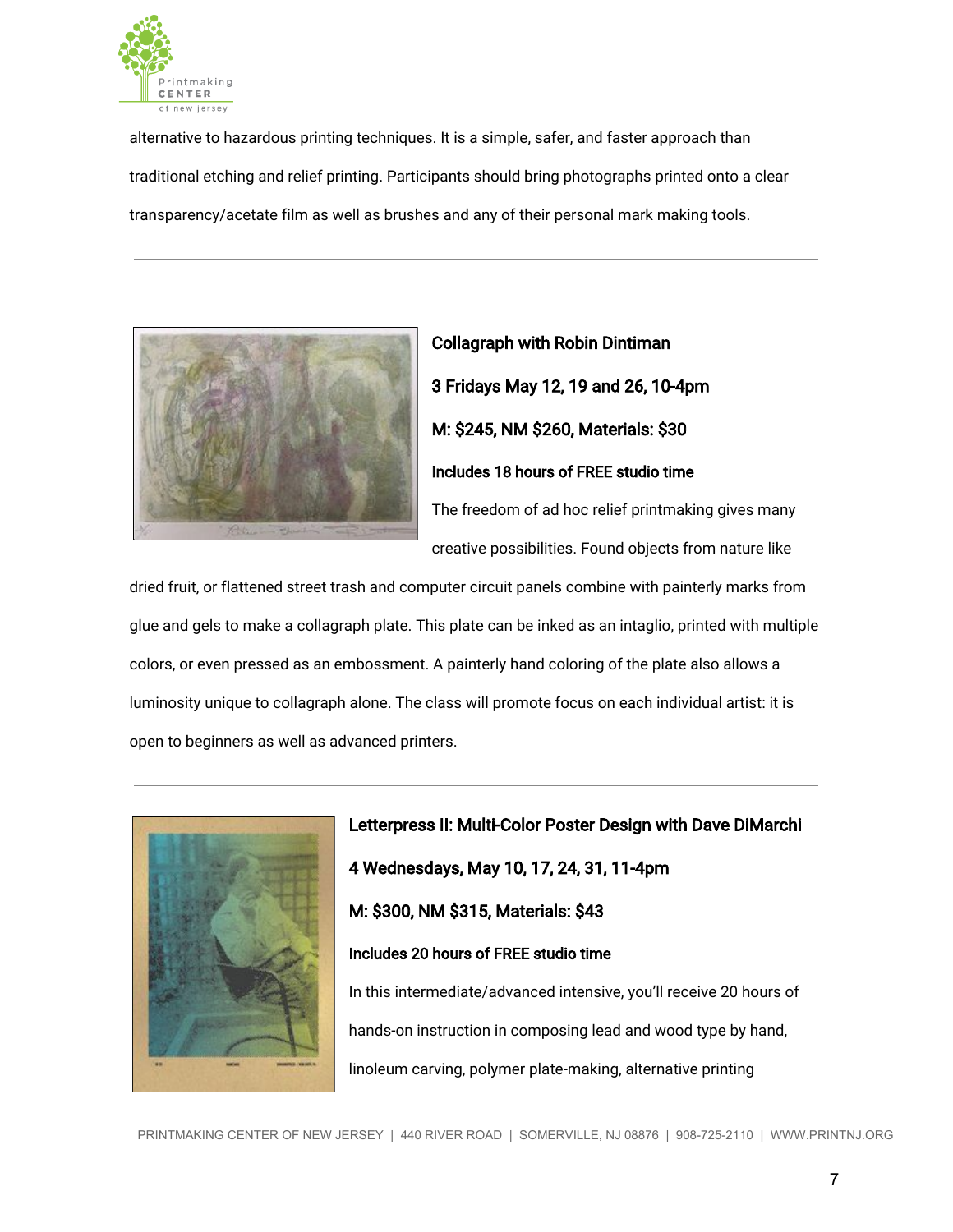alternative to hazardous printing techniques. It is a simple, safer, and faster approach than traditional etching and relief printing. Participants should bring photographs printed onto a clear transparency/acetate film as well as brushes and any of their personal mark making tools.

---

**Collagraph with Robin Dintiman**

**3 Fridays May 12, 19 and 26, 10-4pm**

**M: $245, NM $260, Materials: $30**

**Includes 18 hours of FREE studio time**

The freedom of ad hoc relief printmaking gives many creative possibilities. Found objects from nature like dried fruit, or flattened street trash and computer circuit panels combine with painterly marks from glue and gels to make a collagraph plate. This plate can be inked as an intaglio, printed with multiple colors, or even pressed as an embossment. A painterly hand coloring of the plate also allows a luminosity unique to collagraph alone. The class will promote focus on each individual artist: it is open to beginners as well as advanced printers.

---

**Letterpress II: Multi-Color Poster Design with Dave DiMarchi**

**4 Wednesdays, May 10, 17, 24, 31, 11-4pm**

**M: $300, NM $315, Materials: $43**

**Includes 20 hours of FREE studio time**

In this intermediate/advanced intensive, you'll receive 20 hours of hands-on instruction in composing lead and wood type by hand, linoleum carving, polymer plate-making, alternative printing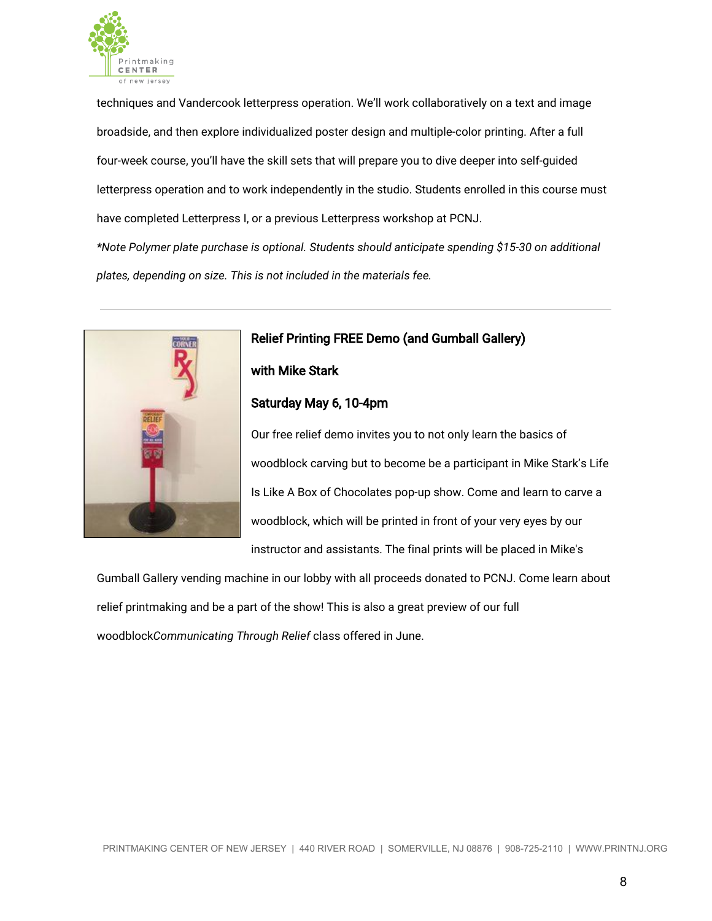techniques and Vandercook letterpress operation. We'll work collaboratively on a text and image broadside, and then explore individualized poster design and multiple-color printing. After a full four-week course, you'll have the skill sets that will prepare you to dive deeper into self-guided letterpress operation and to work independently in the studio. Students enrolled in this course must have completed Letterpress I, or a previous Letterpress workshop at PCNJ.

*\*Note Polymer plate purchase is optional. Students should anticipate spending $15-30 on additional plates, depending on size. This is not included in the materials fee.*

---

**Relief Printing FREE Demo (and Gumball Gallery)**

**with Mike Stark**

**Saturday May 6, 10-4pm**

Our free relief demo invites you to not only learn the basics of woodblock carving but to become be a participant in Mike Stark's Life Is Like A Box of Chocolates pop-up show. Come and learn to carve a woodblock, which will be printed in front of your very eyes by our instructor and assistants. The final prints will be placed in Mike's Gumball Gallery vending machine in our lobby with all proceeds donated to PCNJ. Come learn about relief printmaking and be a part of the show! This is also a great preview of our full woodblock*Communicating Through Relief* class offered in June.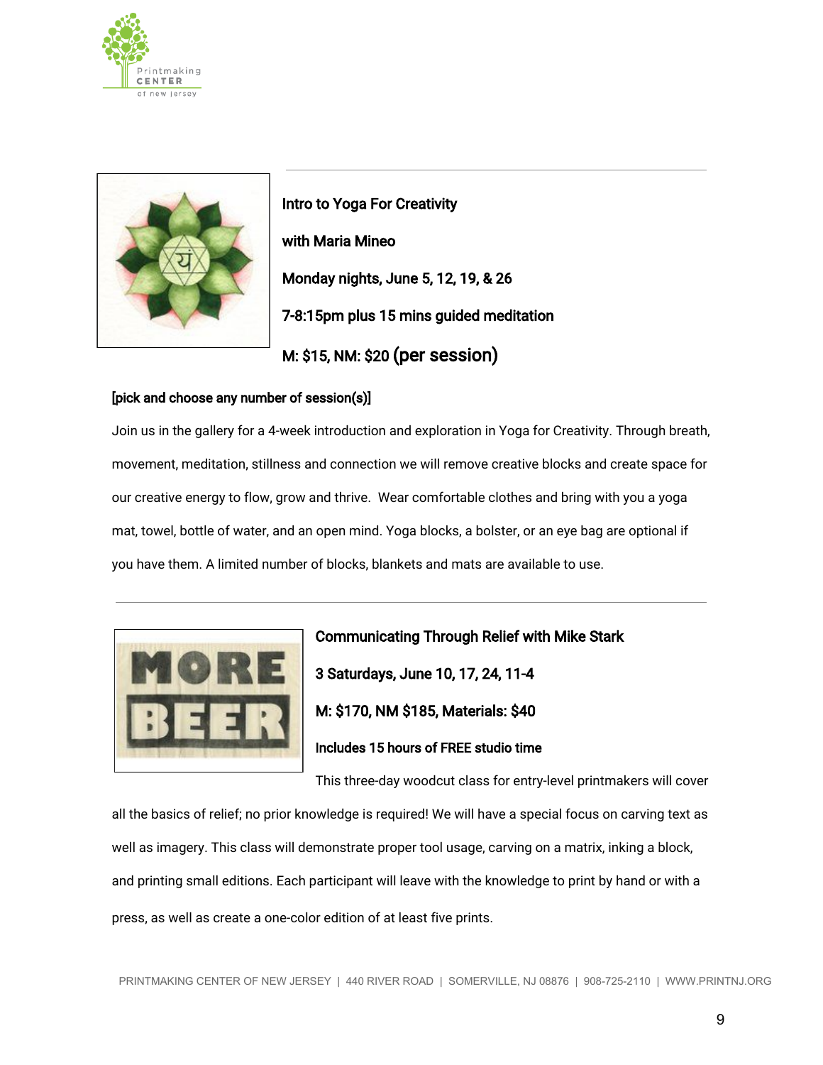**Intro to Yoga For Creativity**

**with Maria Mineo**

**Monday nights, June 5, 12, 19, & 26**

**7-8:15pm plus 15 mins guided meditation**

**M: $15, NM: $20 (per session)**

**[pick and choose any number of session(s)]**

Join us in the gallery for a 4-week introduction and exploration in Yoga for Creativity. Through breath, movement, meditation, stillness and connection we will remove creative blocks and create space for our creative energy to flow, grow and thrive. Wear comfortable clothes and bring with you a yoga mat, towel, bottle of water, and an open mind. Yoga blocks, a bolster, or an eye bag are optional if you have them. A limited number of blocks, blankets and mats are available to use.

---

**Communicating Through Relief with Mike Stark**

**3 Saturdays, June 10, 17, 24, 11-4**

**M: $170, NM $185, Materials: $40**

**Includes 15 hours of FREE studio time**

This three-day woodcut class for entry-level printmakers will cover all the basics of relief; no prior knowledge is required! We will have a special focus on carving text as well as imagery. This class will demonstrate proper tool usage, carving on a matrix, inking a block, and printing small editions. Each participant will leave with the knowledge to print by hand or with a press, as well as create a one-color edition of at least five prints.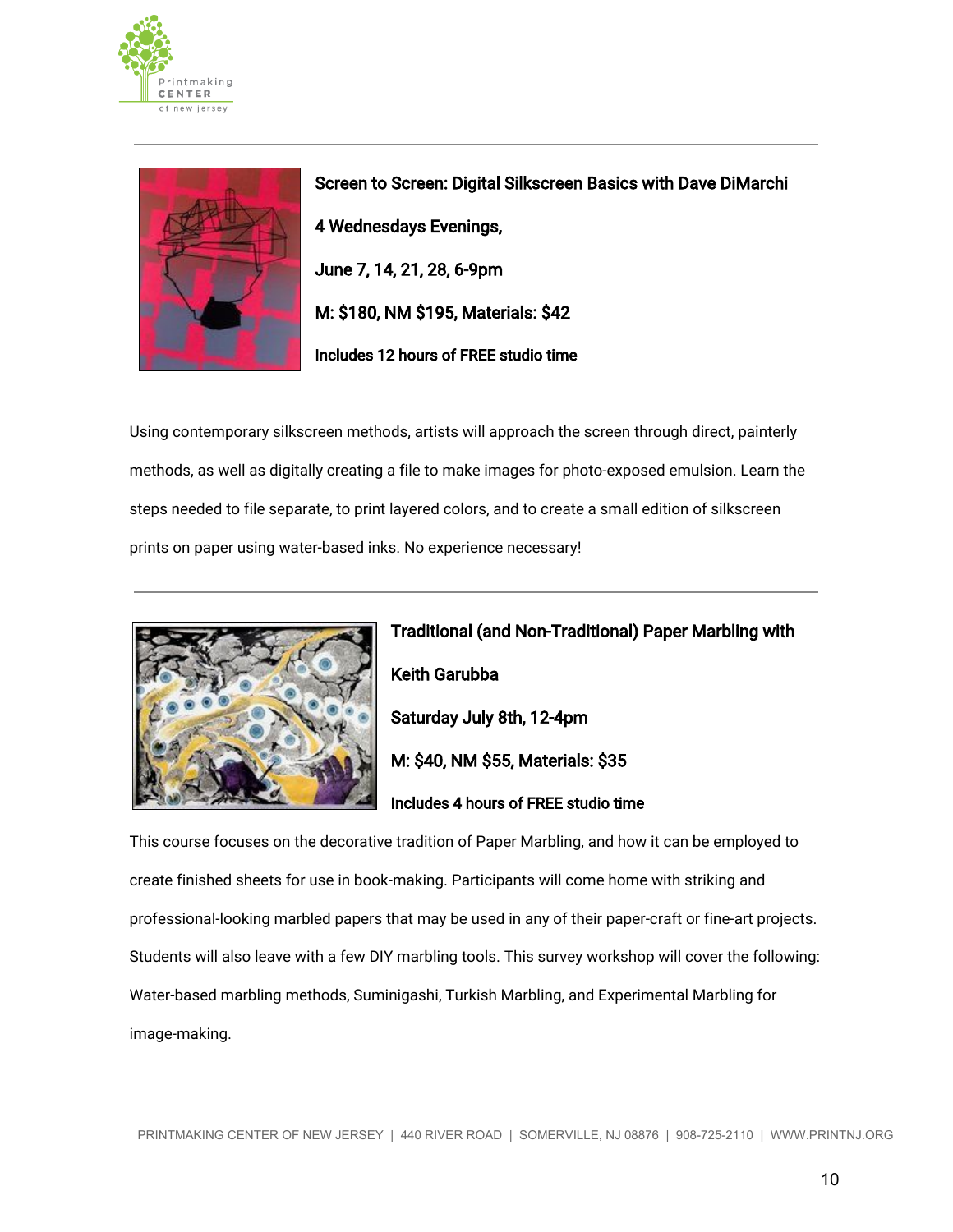## Screen to Screen: Digital Silkscreen Basics with Dave DiMarchi

**4 Wednesdays Evenings,**

**June 7, 14, 21, 28, 6-9pm**

**M: $180, NM $195, Materials: $42**

**Includes 12 hours of FREE studio time**

Using contemporary silkscreen methods, artists will approach the screen through direct, painterly methods, as well as digitally creating a file to make images for photo-exposed emulsion. Learn the steps needed to file separate, to print layered colors, and to create a small edition of silkscreen prints on paper using water-based inks. No experience necessary!

---

## Traditional (and Non-Traditional) Paper Marbling with Keith Garubba

**Saturday July 8th, 12-4pm**

**M: $40, NM $55, Materials: $35**

**Includes 4 hours of FREE studio time**

This course focuses on the decorative tradition of Paper Marbling, and how it can be employed to create finished sheets for use in book-making. Participants will come home with striking and professional-looking marbled papers that may be used in any of their paper-craft or fine-art projects. Students will also leave with a few DIY marbling tools. This survey workshop will cover the following: Water-based marbling methods, Suminigashi, Turkish Marbling, and Experimental Marbling for image-making.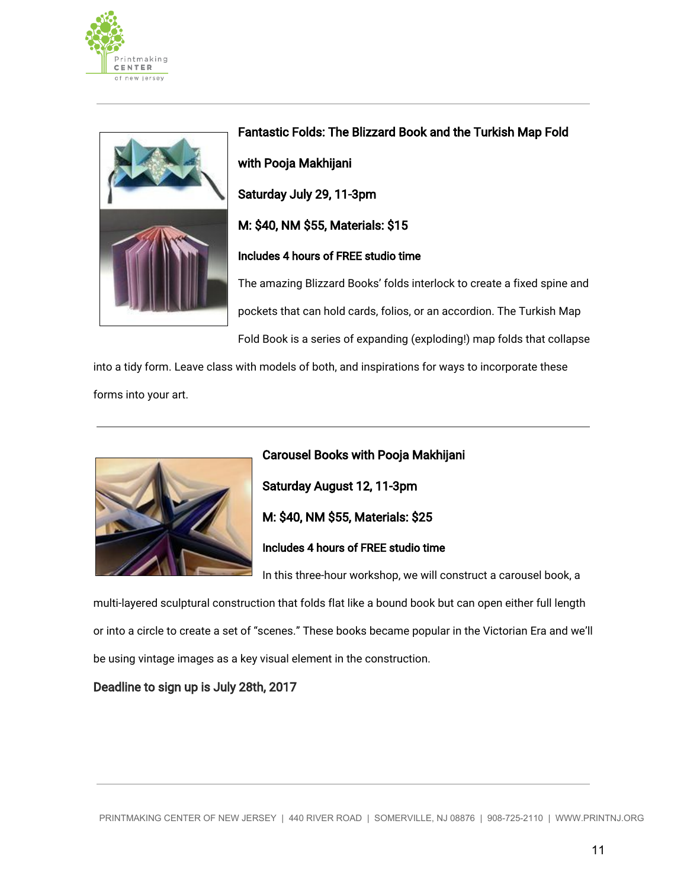## Fantastic Folds: The Blizzard Book and the Turkish Map Fold

**with Pooja Makhijani**

**Saturday July 29, 11-3pm**

**M: $40, NM $55, Materials: $15**

**Includes 4 hours of FREE studio time**

The amazing Blizzard Books' folds interlock to create a fixed spine and pockets that can hold cards, folios, or an accordion. The Turkish Map Fold Book is a series of expanding (exploding!) map folds that collapse into a tidy form. Leave class with models of both, and inspirations for ways to incorporate these forms into your art.

---

## Carousel Books with Pooja Makhijani

**Saturday August 12, 11-3pm**

**M: $40, NM $55, Materials: $25**

**Includes 4 hours of FREE studio time**

In this three-hour workshop, we will construct a carousel book, a multi-layered sculptural construction that folds flat like a bound book but can open either full length or into a circle to create a set of "scenes." These books became popular in the Victorian Era and we'll be using vintage images as a key visual element in the construction.

**Deadline to sign up is July 28th, 2017**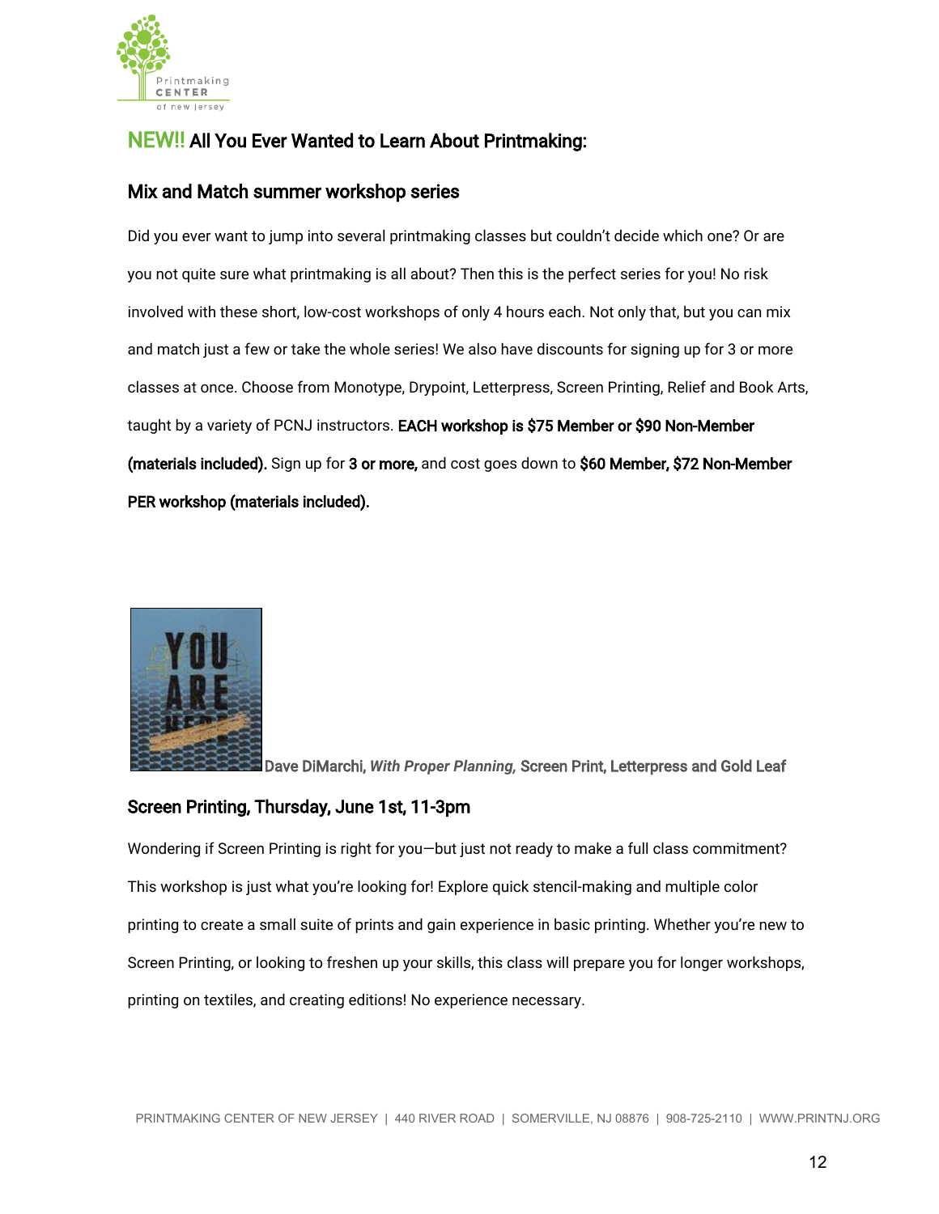## NEW!! All You Ever Wanted to Learn About Printmaking:

### Mix and Match summer workshop series

Did you ever want to jump into several printmaking classes but couldn't decide which one? Or are you not quite sure what printmaking is all about? Then this is the perfect series for you! No risk involved with these short, low-cost workshops of only 4 hours each. Not only that, but you can mix and match just a few or take the whole series! We also have discounts for signing up for 3 or more classes at once. Choose from Monotype, Drypoint, Letterpress, Screen Printing, Relief and Book Arts, taught by a variety of PCNJ instructors. **EACH workshop is $75 Member or $90 Non-Member (materials included).** Sign up for **3 or more,** and cost goes down to **$60 Member, $72 Non-Member PER workshop (materials included).**

Dave DiMarchi, *With Proper Planning,* Screen Print, Letterpress and Gold Leaf

### Screen Printing, Thursday, June 1st, 11-3pm

Wondering if Screen Printing is right for you—but just not ready to make a full class commitment? This workshop is just what you're looking for! Explore quick stencil-making and multiple color printing to create a small suite of prints and gain experience in basic printing. Whether you're new to Screen Printing, or looking to freshen up your skills, this class will prepare you for longer workshops, printing on textiles, and creating editions! No experience necessary.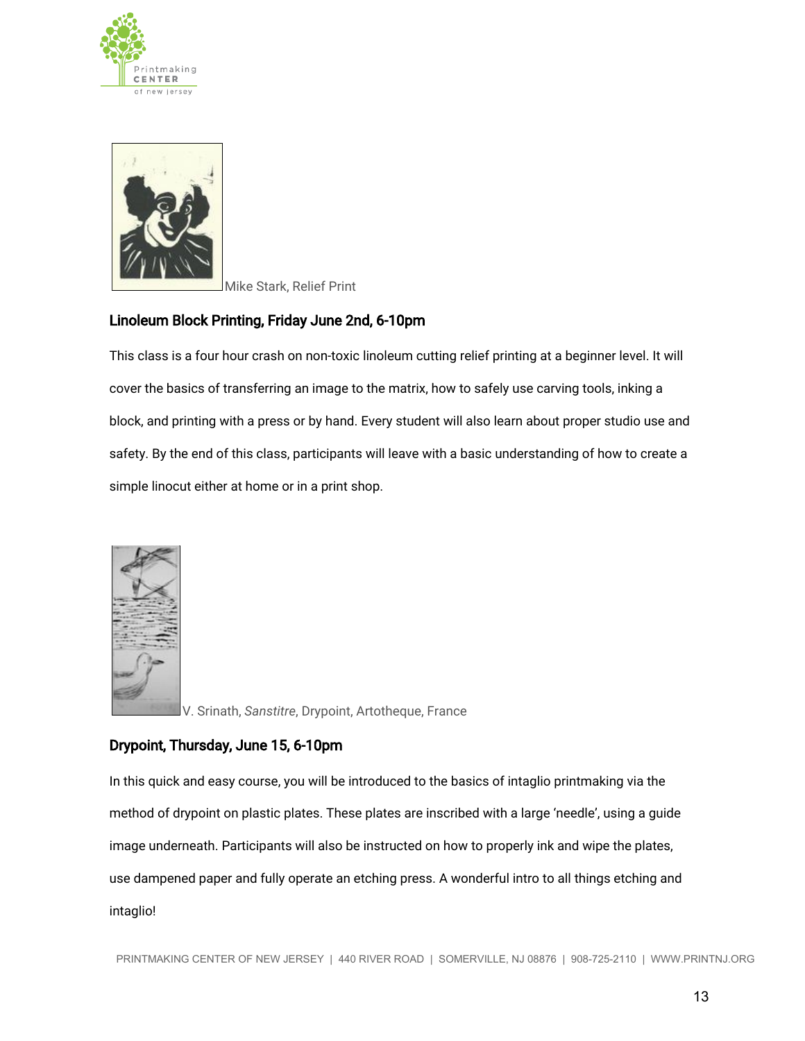Mike Stark, Relief Print

### Linoleum Block Printing, Friday June 2nd, 6-10pm

This class is a four hour crash on non-toxic linoleum cutting relief printing at a beginner level. It will cover the basics of transferring an image to the matrix, how to safely use carving tools, inking a block, and printing with a press or by hand. Every student will also learn about proper studio use and safety. By the end of this class, participants will leave with a basic understanding of how to create a simple linocut either at home or in a print shop.

V. Srinath, *Sanstitre*, Drypoint, Artotheque, France

### Drypoint, Thursday, June 15, 6-10pm

In this quick and easy course, you will be introduced to the basics of intaglio printmaking via the method of drypoint on plastic plates. These plates are inscribed with a large 'needle', using a guide image underneath. Participants will also be instructed on how to properly ink and wipe the plates, use dampened paper and fully operate an etching press. A wonderful intro to all things etching and intaglio!

PRINTMAKING CENTER OF NEW JERSEY | 440 RIVER ROAD | SOMERVILLE, NJ 08876 | 908-725-2110 | WWW.PRINTNJ.ORG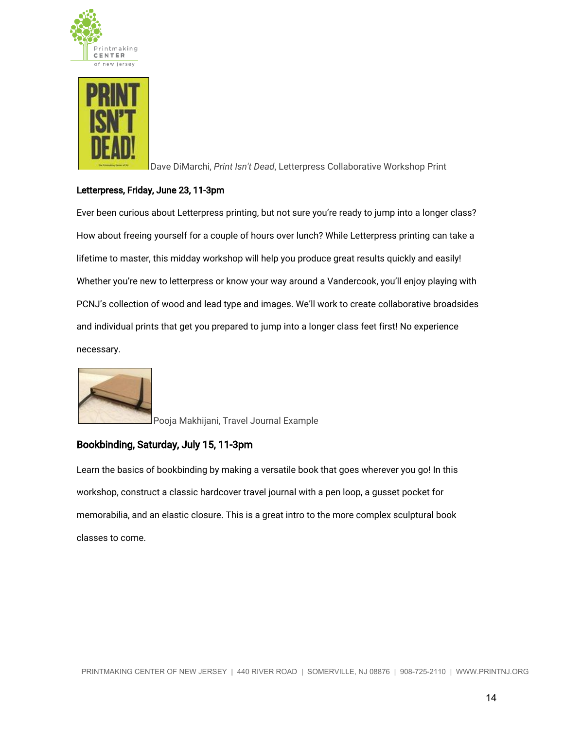Dave DiMarchi, *Print Isn't Dead*, Letterpress Collaborative Workshop Print

**Letterpress, Friday, June 23, 11-3pm**

Ever been curious about Letterpress printing, but not sure you're ready to jump into a longer class? How about freeing yourself for a couple of hours over lunch? While Letterpress printing can take a lifetime to master, this midday workshop will help you produce great results quickly and easily! Whether you're new to letterpress or know your way around a Vandercook, you'll enjoy playing with PCNJ's collection of wood and lead type and images. We'll work to create collaborative broadsides and individual prints that get you prepared to jump into a longer class feet first! No experience necessary.

Pooja Makhijani, Travel Journal Example

**Bookbinding, Saturday, July 15, 11-3pm**

Learn the basics of bookbinding by making a versatile book that goes wherever you go! In this workshop, construct a classic hardcover travel journal with a pen loop, a gusset pocket for memorabilia, and an elastic closure. This is a great intro to the more complex sculptural book classes to come.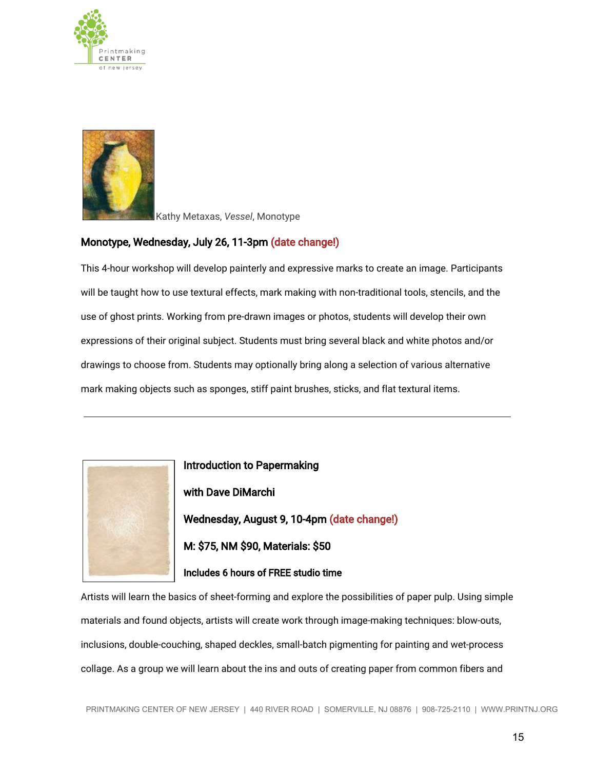Kathy Metaxas, *Vessel*, Monotype

**Monotype, Wednesday, July 26, 11-3pm (date change!)**

This 4-hour workshop will develop painterly and expressive marks to create an image. Participants will be taught how to use textural effects, mark making with non-traditional tools, stencils, and the use of ghost prints. Working from pre-drawn images or photos, students will develop their own expressions of their original subject. Students must bring several black and white photos and/or drawings to choose from. Students may optionally bring along a selection of various alternative mark making objects such as sponges, stiff paint brushes, sticks, and flat textural items.

---

**Introduction to Papermaking**

**with Dave DiMarchi**

**Wednesday, August 9, 10-4pm (date change!)**

**M: $75, NM $90, Materials: $50**

**Includes 6 hours of FREE studio time**

Artists will learn the basics of sheet-forming and explore the possibilities of paper pulp. Using simple materials and found objects, artists will create work through image-making techniques: blow-outs, inclusions, double-couching, shaped deckles, small-batch pigmenting for painting and wet-process collage. As a group we will learn about the ins and outs of creating paper from common fibers and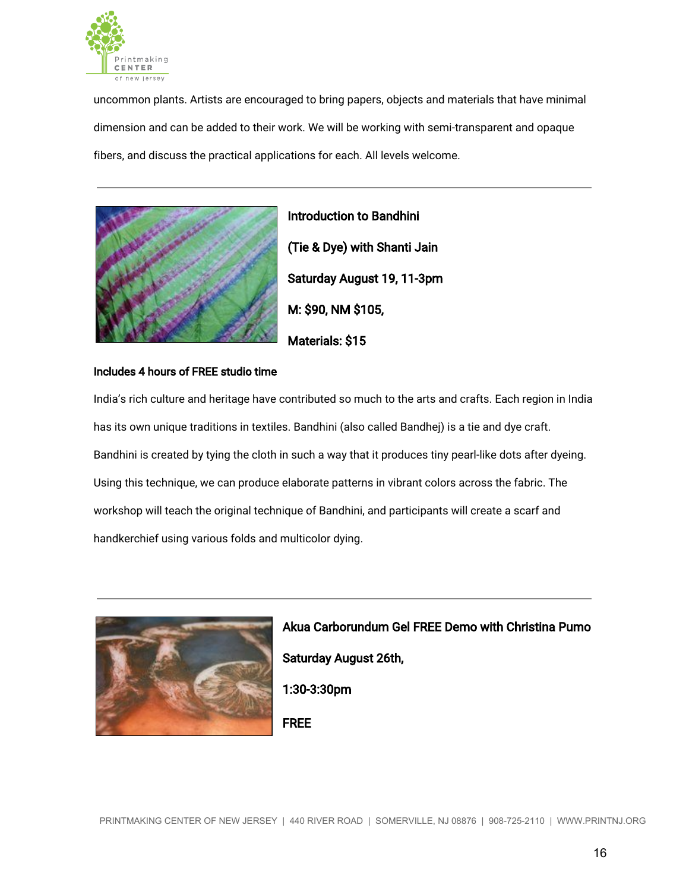uncommon plants. Artists are encouraged to bring papers, objects and materials that have minimal dimension and can be added to their work. We will be working with semi-transparent and opaque fibers, and discuss the practical applications for each. All levels welcome.

---

**Introduction to Bandhini**

**(Tie & Dye) with Shanti Jain**

**Saturday August 19, 11-3pm**

**M: $90, NM $105,**

**Materials: $15**

**Includes 4 hours of FREE studio time**

India's rich culture and heritage have contributed so much to the arts and crafts. Each region in India has its own unique traditions in textiles. Bandhini (also called Bandhej) is a tie and dye craft. Bandhini is created by tying the cloth in such a way that it produces tiny pearl-like dots after dyeing. Using this technique, we can produce elaborate patterns in vibrant colors across the fabric. The workshop will teach the original technique of Bandhini, and participants will create a scarf and handkerchief using various folds and multicolor dying.

---

**Akua Carborundum Gel FREE Demo with Christina Pumo**

**Saturday August 26th,**

**1:30-3:30pm**

**FREE**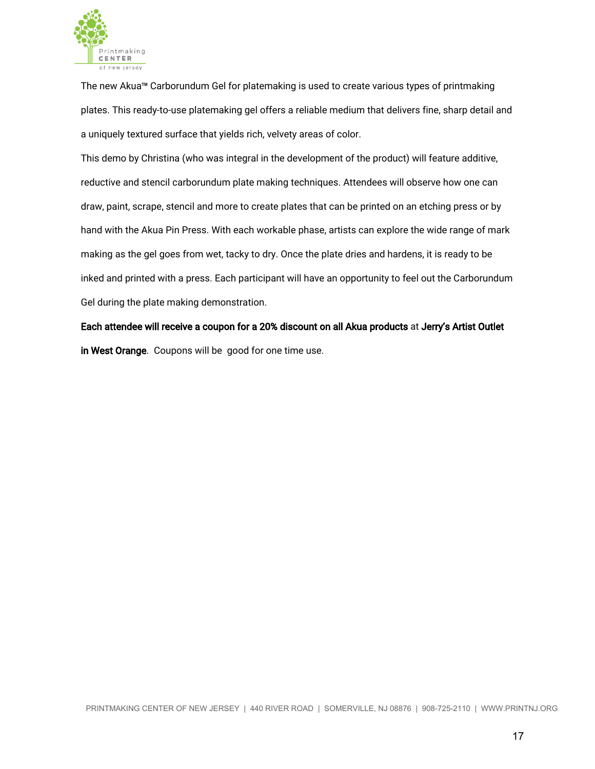The new Akua™ Carborundum Gel for platemaking is used to create various types of printmaking plates. This ready-to-use platemaking gel offers a reliable medium that delivers fine, sharp detail and a uniquely textured surface that yields rich, velvety areas of color.

This demo by Christina (who was integral in the development of the product) will feature additive, reductive and stencil carborundum plate making techniques. Attendees will observe how one can draw, paint, scrape, stencil and more to create plates that can be printed on an etching press or by hand with the Akua Pin Press. With each workable phase, artists can explore the wide range of mark making as the gel goes from wet, tacky to dry. Once the plate dries and hardens, it is ready to be inked and printed with a press. Each participant will have an opportunity to feel out the Carborundum Gel during the plate making demonstration.

**Each attendee will receive a coupon for a 20% discount on all Akua products** at **Jerry's Artist Outlet in West Orange**. Coupons will be good for one time use.